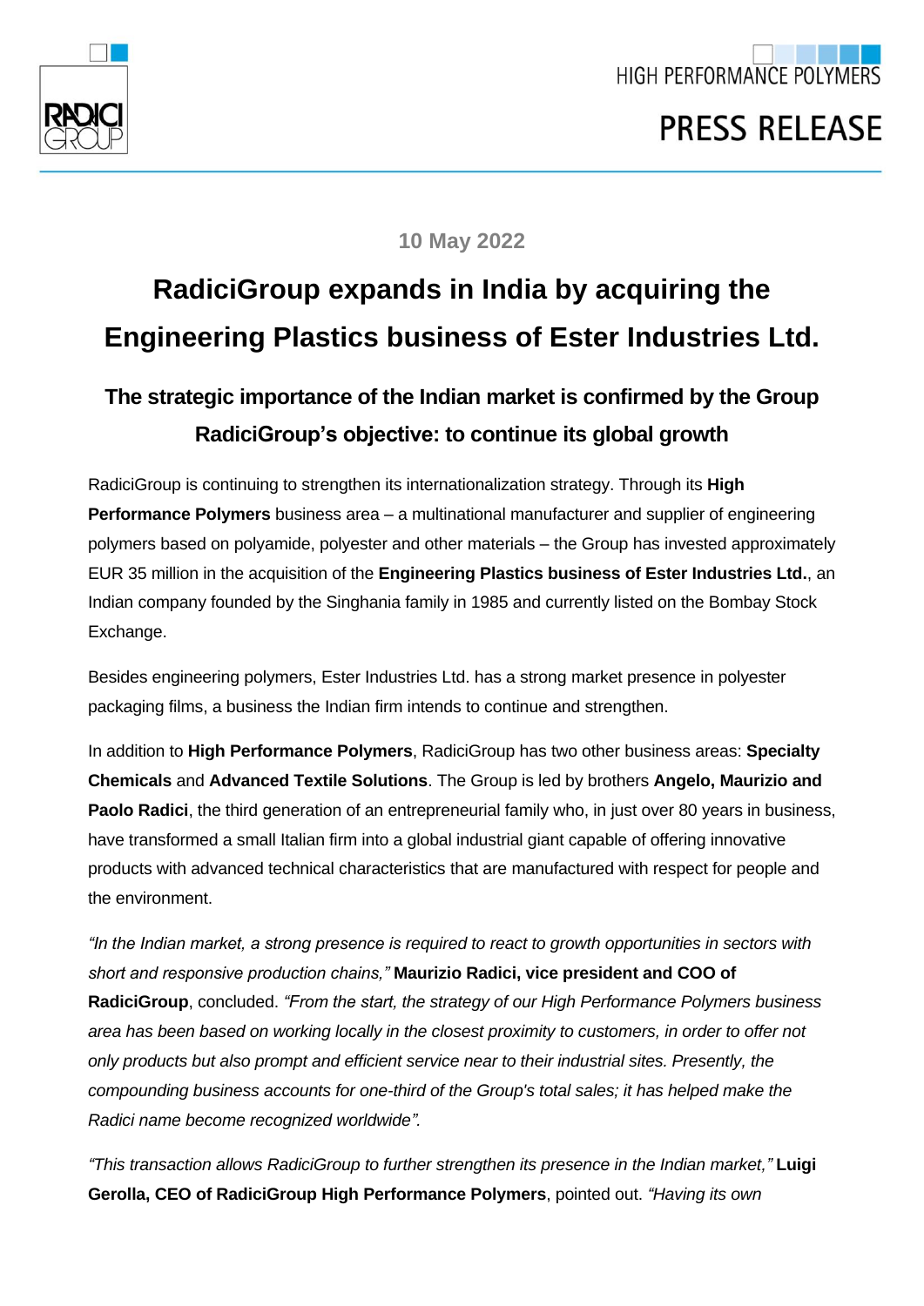HIGH PERFORMANCE POLYMERS

PRESS RELEASE

10 May 2022

# RadiciGroup expands in India by acquiring the Engineering Plastics business of Ester Industries Ltd.

## The strategic importance of the Indian market is confirmed by the Group RadiciGroup's objective: to continue its global growth

RadiciGroup is continuing to strengthen its internationalization strategy. Through its **High Performance Polymers** business area – a multinational manufacturer and supplier of engineering polymers based on polyamide, polyester and other materials – the Group has invested approximately EUR 35 million in the acquisition of the **Engineering Plastics business of Ester Industries Ltd.**, an Indian company founded by the Singhania family in 1985 and currently listed on the Bombay Stock Exchange.

Besides engineering polymers, Ester Industries Ltd. has a strong market presence in polyester packaging films, a business the Indian firm intends to continue and strengthen.

In addition to **High Performance Polymers**, RadiciGroup has two other business areas: **Specialty Chemicals** and **Advanced Textile Solutions**. The Group is led by brothers **Angelo, Maurizio and Paolo Radici**, the third generation of an entrepreneurial family who, in just over 80 years in business, have transformed a small Italian firm into a global industrial giant capable of offering innovative products with advanced technical characteristics that are manufactured with respect for people and the environment.

*"In the Indian market, a strong presence is required to react to growth opportunities in sectors with short and responsive production chains,"* **Maurizio Radici, vice president and COO of RadiciGroup**, concluded. *"From the start, the strategy of our High Performance Polymers business area has been based on working locally in the closest proximity to customers, in order to offer not only products but also prompt and efficient service near to their industrial sites. Presently, the compounding business accounts for one-third of the Group's total sales; it has helped make the Radici name become recognized worldwide".*

*"This transaction allows RadiciGroup to further strengthen its presence in the Indian market,"* **Luigi Gerolla, CEO of RadiciGroup High Performance Polymers**, pointed out. *"Having its own*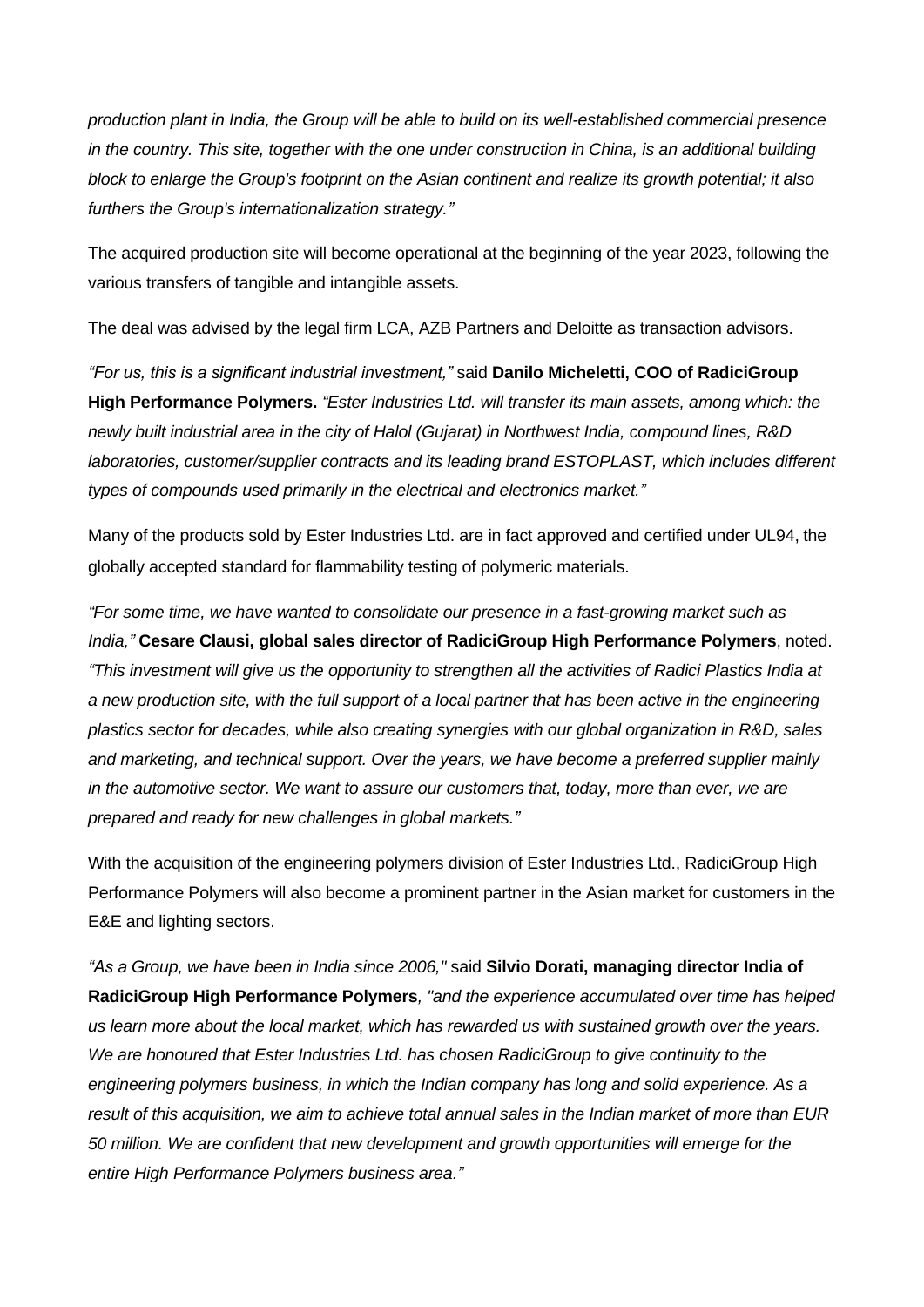*production plant in India, the Group will be able to build on its well-established commercial presence in the country. This site, together with the one under construction in China, is an additional building block to enlarge the Group's footprint on the Asian continent and realize its growth potential; it also furthers the Group's internationalization strategy."*

The acquired production site will become operational at the beginning of the year 2023, following the various transfers of tangible and intangible assets.

The deal was advised by the legal firm LCA, AZB Partners and Deloitte as transaction advisors.

*"For us, this is a significant industrial investment,"* said **Danilo Micheletti, COO of RadiciGroup High Performance Polymers.** *"Ester Industries Ltd. will transfer its main assets, among which: the newly built industrial area in the city of Halol (Gujarat) in Northwest India, compound lines, R&D laboratories, customer/supplier contracts and its leading brand ESTOPLAST, which includes different types of compounds used primarily in the electrical and electronics market."*

Many of the products sold by Ester Industries Ltd. are in fact approved and certified under UL94, the globally accepted standard for flammability testing of polymeric materials.

*"For some time, we have wanted to consolidate our presence in a fast-growing market such as India,"* **Cesare Clausi, global sales director of RadiciGroup High Performance Polymers**, noted. *"This investment will give us the opportunity to strengthen all the activities of Radici Plastics India at a new production site, with the full support of a local partner that has been active in the engineering plastics sector for decades, while also creating synergies with our global organization in R&D, sales and marketing, and technical support. Over the years, we have become a preferred supplier mainly in the automotive sector. We want to assure our customers that, today, more than ever, we are prepared and ready for new challenges in global markets."*

With the acquisition of the engineering polymers division of Ester Industries Ltd., RadiciGroup High Performance Polymers will also become a prominent partner in the Asian market for customers in the E&E and lighting sectors.

*"As a Group, we have been in India since 2006,"* said **Silvio Dorati, managing director India of RadiciGroup High Performance Polymers**, *"and the experience accumulated over time has helped us learn more about the local market, which has rewarded us with sustained growth over the years. We are honoured that Ester Industries Ltd. has chosen RadiciGroup to give continuity to the engineering polymers business, in which the Indian company has long and solid experience. As a result of this acquisition, we aim to achieve total annual sales in the Indian market of more than EUR 50 million. We are confident that new development and growth opportunities will emerge for the entire High Performance Polymers business area."*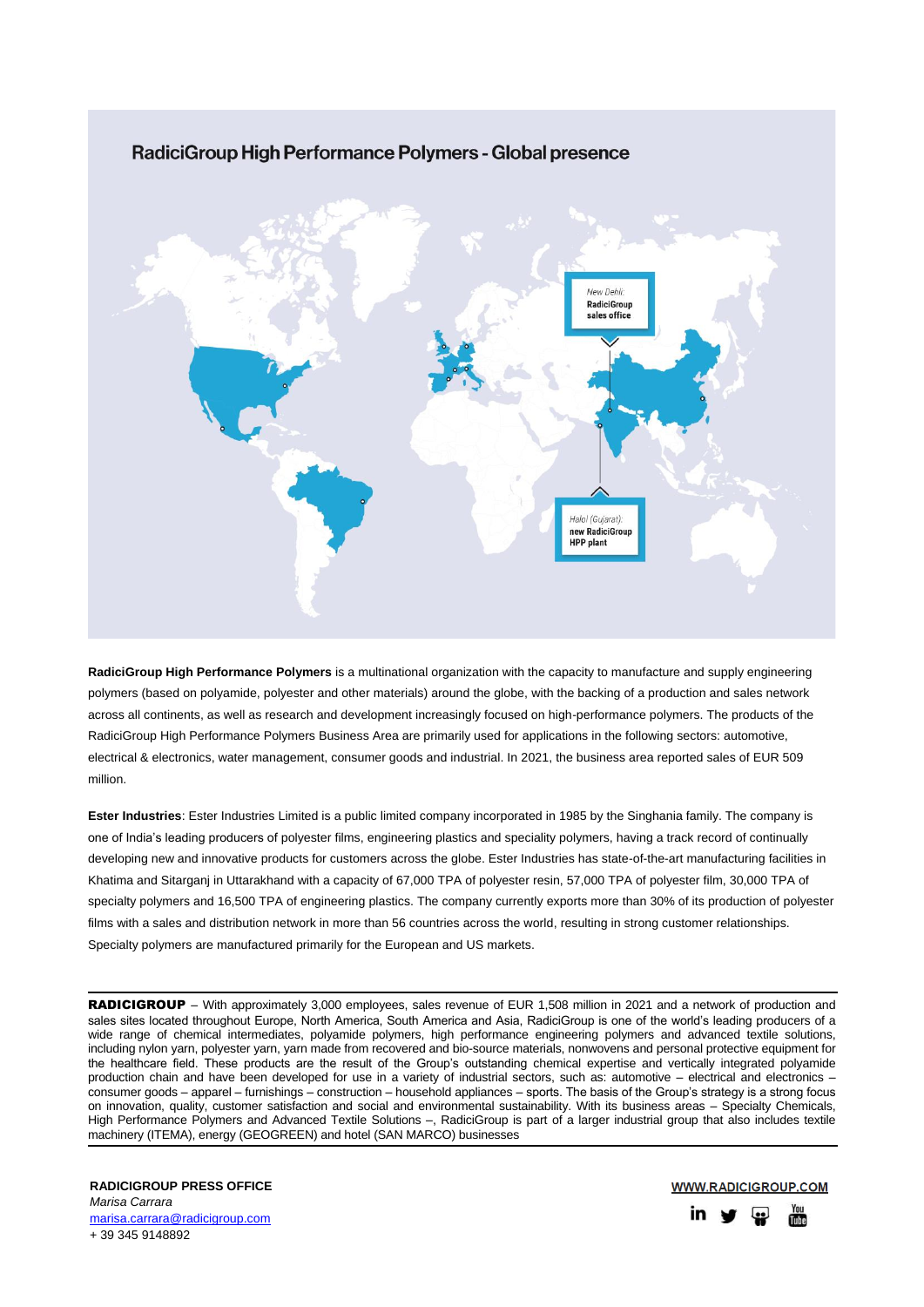## RadiciGroup High Performance Polymers - Global presence

New Dehli:
RadiciGroup
sales office

Halol (Gujarat):
new RadiciGroup
HPP plant

**RadiciGroup High Performance Polymers** is a multinational organization with the capacity to manufacture and supply engineering polymers (based on polyamide, polyester and other materials) around the globe, with the backing of a production and sales network across all continents, as well as research and development increasingly focused on high-performance polymers. The products of the RadiciGroup High Performance Polymers Business Area are primarily used for applications in the following sectors: automotive, electrical & electronics, water management, consumer goods and industrial. In 2021, the business area reported sales of EUR 509 million.

**Ester Industries**: Ester Industries Limited is a public limited company incorporated in 1985 by the Singhania family. The company is one of India's leading producers of polyester films, engineering plastics and speciality polymers, having a track record of continually developing new and innovative products for customers across the globe. Ester Industries has state-of-the-art manufacturing facilities in Khatima and Sitarganj in Uttarakhand with a capacity of 67,000 TPA of polyester resin, 57,000 TPA of polyester film, 30,000 TPA of specialty polymers and 16,500 TPA of engineering plastics. The company currently exports more than 30% of its production of polyester films with a sales and distribution network in more than 56 countries across the world, resulting in strong customer relationships. Specialty polymers are manufactured primarily for the European and US markets.

---

**RADICIGROUP** – With approximately 3,000 employees, sales revenue of EUR 1,508 million in 2021 and a network of production and sales sites located throughout Europe, North America, South America and Asia, RadiciGroup is one of the world's leading producers of a wide range of chemical intermediates, polyamide polymers, high performance engineering polymers and advanced textile solutions, including nylon yarn, polyester yarn, yarn made from recovered and bio-source materials, nonwovens and personal protective equipment for the healthcare field. These products are the result of the Group's outstanding chemical expertise and vertically integrated polyamide production chain and have been developed for use in a variety of industrial sectors, such as: automotive – electrical and electronics – consumer goods – apparel – furnishings – construction – household appliances – sports. The basis of the Group's strategy is a strong focus on innovation, quality, customer satisfaction and social and environmental sustainability. With its business areas – Specialty Chemicals, High Performance Polymers and Advanced Textile Solutions –, RadiciGroup is part of a larger industrial group that also includes textile machinery (ITEMA), energy (GEOGREEN) and hotel (SAN MARCO) businesses

---

**RADICIGROUP PRESS OFFICE**
*Marisa Carrara*
marisa.carrara@radicigroup.com
+ 39 345 9148892

WWW.RADICIGROUP.COM